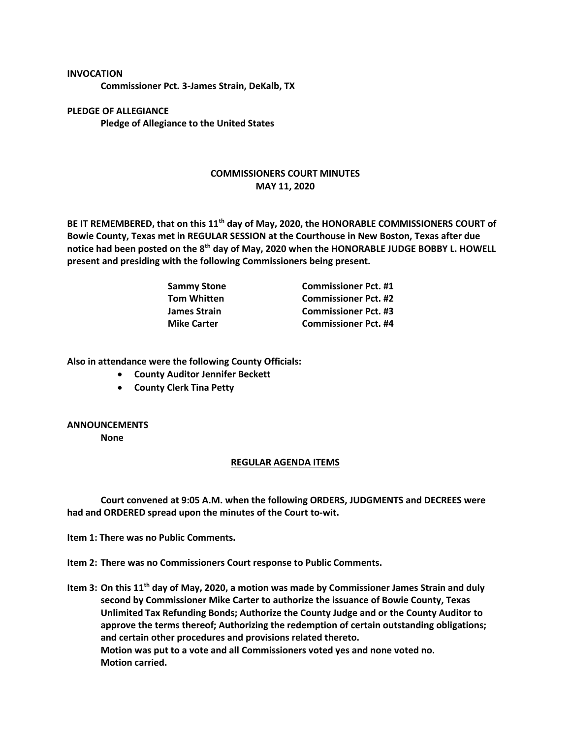**INVOCATION**

**Commissioner Pct. 3-James Strain, DeKalb, TX**

**PLEDGE OF ALLEGIANCE**

**Pledge of Allegiance to the United States**

**COMMISSIONERS COURT MINUTES**
**MAY 11, 2020**

**BE IT REMEMBERED, that on this 11th day of May, 2020, the HONORABLE COMMISSIONERS COURT of Bowie County, Texas met in REGULAR SESSION at the Courthouse in New Boston, Texas after due notice had been posted on the 8th day of May, 2020 when the HONORABLE JUDGE BOBBY L. HOWELL present and presiding with the following Commissioners being present.**

| | |
|---|---|
| **Sammy Stone** | **Commissioner Pct. #1** |
| **Tom Whitten** | **Commissioner Pct. #2** |
| **James Strain** | **Commissioner Pct. #3** |
| **Mike Carter** | **Commissioner Pct. #4** |

**Also in attendance were the following County Officials:**

- **County Auditor Jennifer Beckett**
- **County Clerk Tina Petty**

**ANNOUNCEMENTS**

**None**

**REGULAR AGENDA ITEMS**

**Court convened at 9:05 A.M. when the following ORDERS, JUDGMENTS and DECREES were had and ORDERED spread upon the minutes of the Court to-wit.**

**Item 1: There was no Public Comments.**

**Item 2: There was no Commissioners Court response to Public Comments.**

**Item 3: On this 11th day of May, 2020, a motion was made by Commissioner James Strain and duly second by Commissioner Mike Carter to authorize the issuance of Bowie County, Texas Unlimited Tax Refunding Bonds; Authorize the County Judge and or the County Auditor to approve the terms thereof; Authorizing the redemption of certain outstanding obligations; and certain other procedures and provisions related thereto.**
**Motion was put to a vote and all Commissioners voted yes and none voted no.**
**Motion carried.**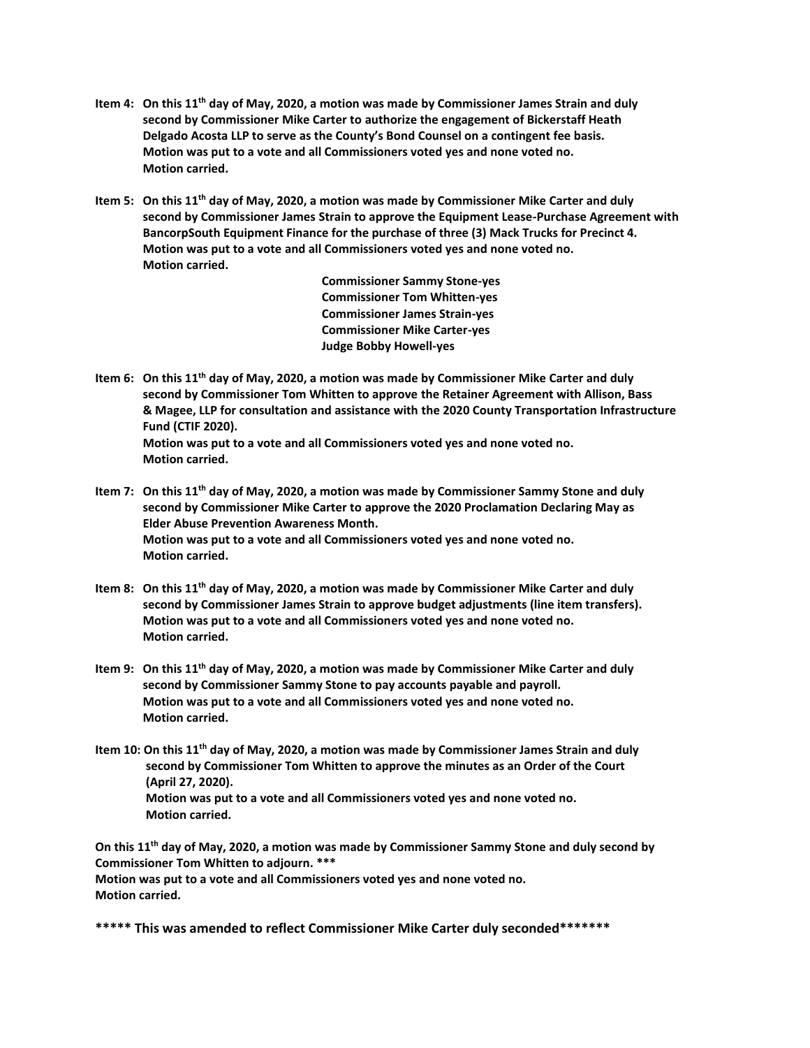**Item 4: On this 11th day of May, 2020, a motion was made by Commissioner James Strain and duly second by Commissioner Mike Carter to authorize the engagement of Bickerstaff Heath Delgado Acosta LLP to serve as the County's Bond Counsel on a contingent fee basis.**
**Motion was put to a vote and all Commissioners voted yes and none voted no.**
**Motion carried.**

**Item 5: On this 11th day of May, 2020, a motion was made by Commissioner Mike Carter and duly second by Commissioner James Strain to approve the Equipment Lease-Purchase Agreement with BancorpSouth Equipment Finance for the purchase of three (3) Mack Trucks for Precinct 4.**
**Motion was put to a vote and all Commissioners voted yes and none voted no.**
**Motion carried.**

**Commissioner Sammy Stone-yes**
**Commissioner Tom Whitten-yes**
**Commissioner James Strain-yes**
**Commissioner Mike Carter-yes**
**Judge Bobby Howell-yes**

**Item 6: On this 11th day of May, 2020, a motion was made by Commissioner Mike Carter and duly second by Commissioner Tom Whitten to approve the Retainer Agreement with Allison, Bass & Magee, LLP for consultation and assistance with the 2020 County Transportation Infrastructure Fund (CTIF 2020).**
**Motion was put to a vote and all Commissioners voted yes and none voted no.**
**Motion carried.**

**Item 7: On this 11th day of May, 2020, a motion was made by Commissioner Sammy Stone and duly second by Commissioner Mike Carter to approve the 2020 Proclamation Declaring May as Elder Abuse Prevention Awareness Month.**
**Motion was put to a vote and all Commissioners voted yes and none voted no.**
**Motion carried.**

**Item 8: On this 11th day of May, 2020, a motion was made by Commissioner Mike Carter and duly second by Commissioner James Strain to approve budget adjustments (line item transfers).**
**Motion was put to a vote and all Commissioners voted yes and none voted no.**
**Motion carried.**

**Item 9: On this 11th day of May, 2020, a motion was made by Commissioner Mike Carter and duly second by Commissioner Sammy Stone to pay accounts payable and payroll.**
**Motion was put to a vote and all Commissioners voted yes and none voted no.**
**Motion carried.**

**Item 10: On this 11th day of May, 2020, a motion was made by Commissioner James Strain and duly second by Commissioner Tom Whitten to approve the minutes as an Order of the Court (April 27, 2020).**
**Motion was put to a vote and all Commissioners voted yes and none voted no.**
**Motion carried.**

**On this 11th day of May, 2020, a motion was made by Commissioner Sammy Stone and duly second by Commissioner Tom Whitten to adjourn. ***
**Motion was put to a vote and all Commissioners voted yes and none voted no.**
**Motion carried.**

**\*\*\*\*\* This was amended to reflect Commissioner Mike Carter duly seconded\*\*\*\*\*\*\***